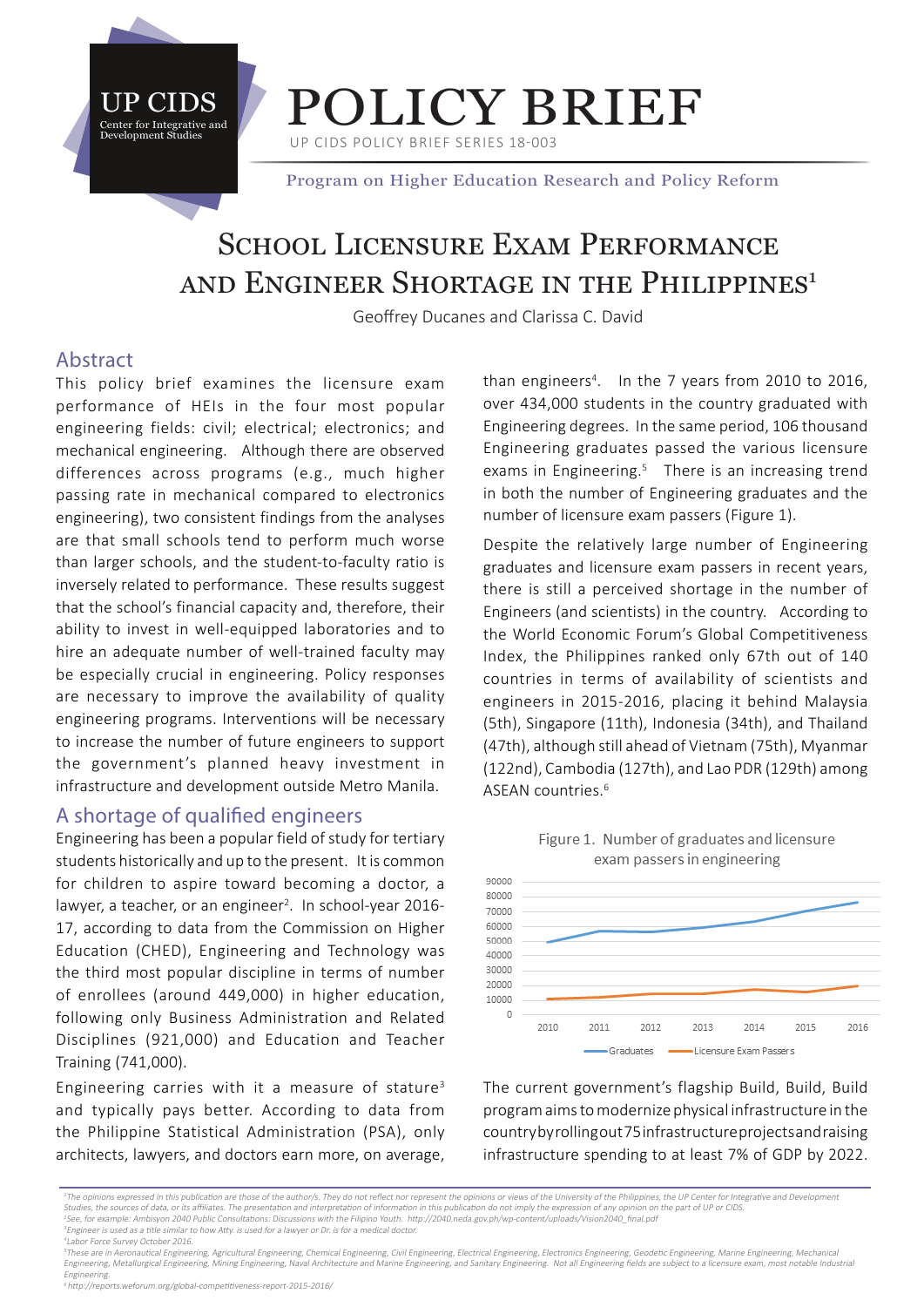UP CIDS
Center for Integrative and Development Studies

# POLICY BRIEF

UP CIDS POLICY BRIEF SERIES 18-003

Program on Higher Education Research and Policy Reform

# School Licensure Exam Performance and Engineer Shortage in the Philippines[1]

Geoffrey Ducanes and Clarissa C. David

## Abstract

This policy brief examines the licensure exam performance of HEIs in the four most popular engineering fields: civil; electrical; electronics; and mechanical engineering. Although there are observed differences across programs (e.g., much higher passing rate in mechanical compared to electronics engineering), two consistent findings from the analyses are that small schools tend to perform much worse than larger schools, and the student-to-faculty ratio is inversely related to performance. These results suggest that the school's financial capacity and, therefore, their ability to invest in well-equipped laboratories and to hire an adequate number of well-trained faculty may be especially crucial in engineering. Policy responses are necessary to improve the availability of quality engineering programs. Interventions will be necessary to increase the number of future engineers to support the government's planned heavy investment in infrastructure and development outside Metro Manila.

## A shortage of qualified engineers

Engineering has been a popular field of study for tertiary students historically and up to the present. It is common for children to aspire toward becoming a doctor, a lawyer, a teacher, or an engineer[2]. In school-year 2016-17, according to data from the Commission on Higher Education (CHED), Engineering and Technology was the third most popular discipline in terms of number of enrollees (around 449,000) in higher education, following only Business Administration and Related Disciplines (921,000) and Education and Teacher Training (741,000).

Engineering carries with it a measure of stature[3] and typically pays better. According to data from the Philippine Statistical Administration (PSA), only architects, lawyers, and doctors earn more, on average, than engineers[4]. In the 7 years from 2010 to 2016, over 434,000 students in the country graduated with Engineering degrees. In the same period, 106 thousand Engineering graduates passed the various licensure exams in Engineering.[5] There is an increasing trend in both the number of Engineering graduates and the number of licensure exam passers (Figure 1).

Despite the relatively large number of Engineering graduates and licensure exam passers in recent years, there is still a perceived shortage in the number of Engineers (and scientists) in the country. According to the World Economic Forum's Global Competitiveness Index, the Philippines ranked only 67th out of 140 countries in terms of availability of scientists and engineers in 2015-2016, placing it behind Malaysia (5th), Singapore (11th), Indonesia (34th), and Thailand (47th), although still ahead of Vietnam (75th), Myanmar (122nd), Cambodia (127th), and Lao PDR (129th) among ASEAN countries.[6]

Figure 1. Number of graduates and licensure exam passers in engineering

The current government's flagship Build, Build, Build program aims to modernize physical infrastructure in the country by rolling out 75 infrastructure projects and raising infrastructure spending to at least 7% of GDP by 2022.

---

[1] The opinions expressed in this publication are those of the author/s. They do not reflect nor represent the opinions or views of the University of the Philippines, the UP Center for Integrative and Development Studies, the sources of data, or its affiliates. The presentation and interpretation of information in this publication do not imply the expression of any opinion on the part of UP or CIDS.
[2] See, for example: Ambisyon 2040 Public Consultations: Discussions with the Filipino Youth. http://2040.neda.gov.ph/wp-content/uploads/Vision2040_final.pdf
[3] Engineer is used as a title similar to how Atty. is used for a lawyer or Dr. is for a medical doctor.
[4] Labor Force Survey October 2016.
[5] These are in Aeronautical Engineering, Agricultural Engineering, Chemical Engineering, Civil Engineering, Electrical Engineering, Electronics Engineering, Geodetic Engineering, Marine Engineering, Mechanical Engineering, Metallurgical Engineering, Mining Engineering, Naval Architecture and Marine Engineering, and Sanitary Engineering. Not all Engineering fields are subject to a licensure exam, most notable Industrial Engineering.
[6] http://reports.weforum.org/global-competitiveness-report-2015-2016/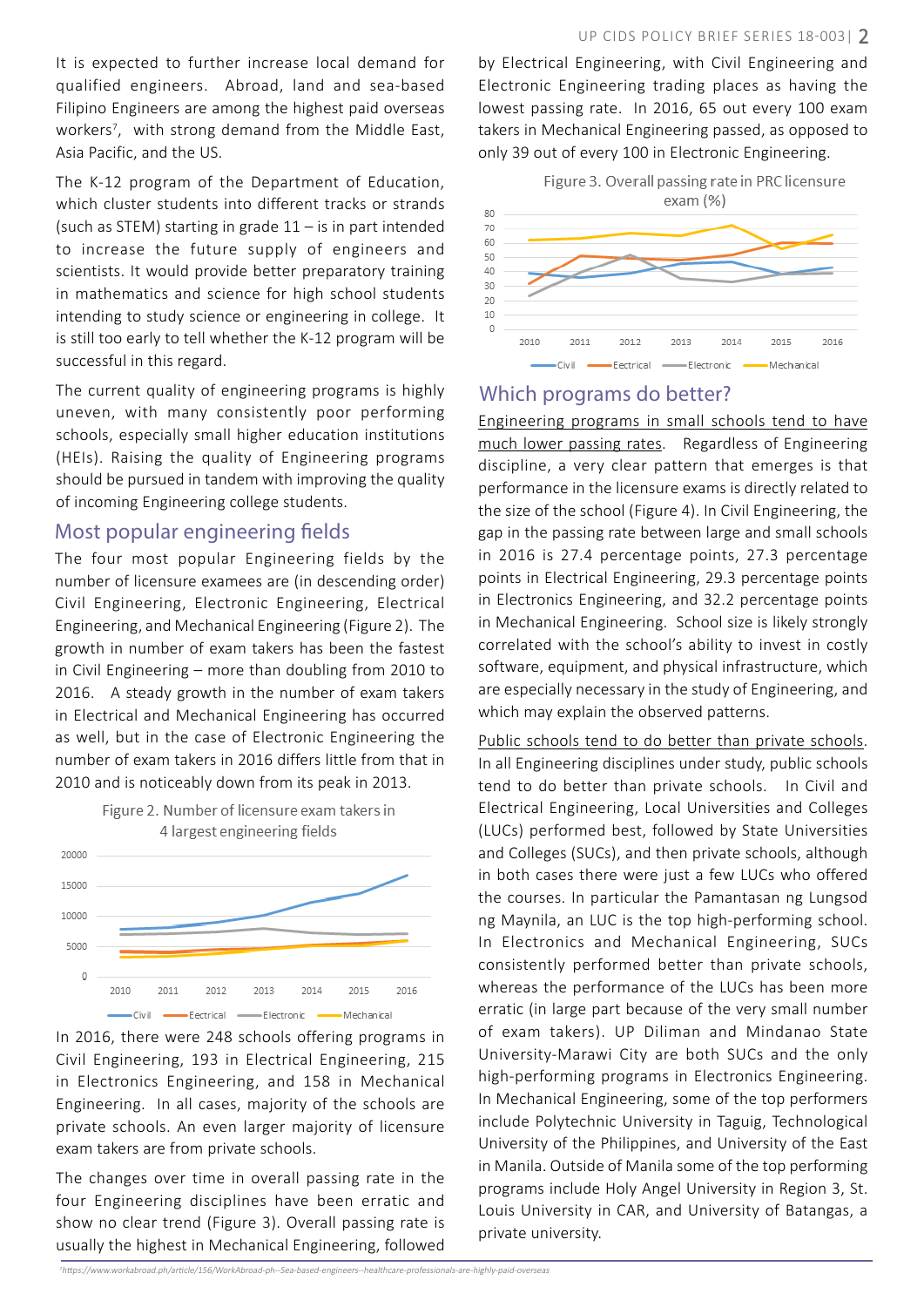It is expected to further increase local demand for qualified engineers. Abroad, land and sea-based Filipino Engineers are among the highest paid overseas workers[7], with strong demand from the Middle East, Asia Pacific, and the US.

The K-12 program of the Department of Education, which cluster students into different tracks or strands (such as STEM) starting in grade 11 – is in part intended to increase the future supply of engineers and scientists. It would provide better preparatory training in mathematics and science for high school students intending to study science or engineering in college. It is still too early to tell whether the K-12 program will be successful in this regard.

The current quality of engineering programs is highly uneven, with many consistently poor performing schools, especially small higher education institutions (HEIs). Raising the quality of Engineering programs should be pursued in tandem with improving the quality of incoming Engineering college students.

## Most popular engineering fields

The four most popular Engineering fields by the number of licensure examees are (in descending order) Civil Engineering, Electronic Engineering, Electrical Engineering, and Mechanical Engineering (Figure 2). The growth in number of exam takers has been the fastest in Civil Engineering – more than doubling from 2010 to 2016. A steady growth in the number of exam takers in Electrical and Mechanical Engineering has occurred as well, but in the case of Electronic Engineering the number of exam takers in 2016 differs little from that in 2010 and is noticeably down from its peak in 2013.

Figure 2. Number of licensure exam takers in 4 largest engineering fields

In 2016, there were 248 schools offering programs in Civil Engineering, 193 in Electrical Engineering, 215 in Electronics Engineering, and 158 in Mechanical Engineering. In all cases, majority of the schools are private schools. An even larger majority of licensure exam takers are from private schools.

The changes over time in overall passing rate in the four Engineering disciplines have been erratic and show no clear trend (Figure 3). Overall passing rate is usually the highest in Mechanical Engineering, followed by Electrical Engineering, with Civil Engineering and Electronic Engineering trading places as having the lowest passing rate. In 2016, 65 out every 100 exam takers in Mechanical Engineering passed, as opposed to only 39 out of every 100 in Electronic Engineering.

Figure 3. Overall passing rate in PRC licensure exam (%)

## Which programs do better?

Engineering programs in small schools tend to have much lower passing rates. Regardless of Engineering discipline, a very clear pattern that emerges is that performance in the licensure exams is directly related to the size of the school (Figure 4). In Civil Engineering, the gap in the passing rate between large and small schools in 2016 is 27.4 percentage points, 27.3 percentage points in Electrical Engineering, 29.3 percentage points in Electronics Engineering, and 32.2 percentage points in Mechanical Engineering. School size is likely strongly correlated with the school's ability to invest in costly software, equipment, and physical infrastructure, which are especially necessary in the study of Engineering, and which may explain the observed patterns.

Public schools tend to do better than private schools. In all Engineering disciplines under study, public schools tend to do better than private schools. In Civil and Electrical Engineering, Local Universities and Colleges (LUCs) performed best, followed by State Universities and Colleges (SUCs), and then private schools, although in both cases there were just a few LUCs who offered the courses. In particular the Pamantasan ng Lungsod ng Maynila, an LUC is the top high-performing school. In Electronics and Mechanical Engineering, SUCs consistently performed better than private schools, whereas the performance of the LUCs has been more erratic (in large part because of the very small number of exam takers). UP Diliman and Mindanao State University-Marawi City are both SUCs and the only high-performing programs in Electronics Engineering. In Mechanical Engineering, some of the top performers include Polytechnic University in Taguig, Technological University of the Philippines, and University of the East in Manila. Outside of Manila some of the top performing programs include Holy Angel University in Region 3, St. Louis University in CAR, and University of Batangas, a private university.

[7] https://www.workabroad.ph/article/156/WorkAbroad-ph--Sea-based-engineers--healthcare-professionals-are-highly-paid-overseas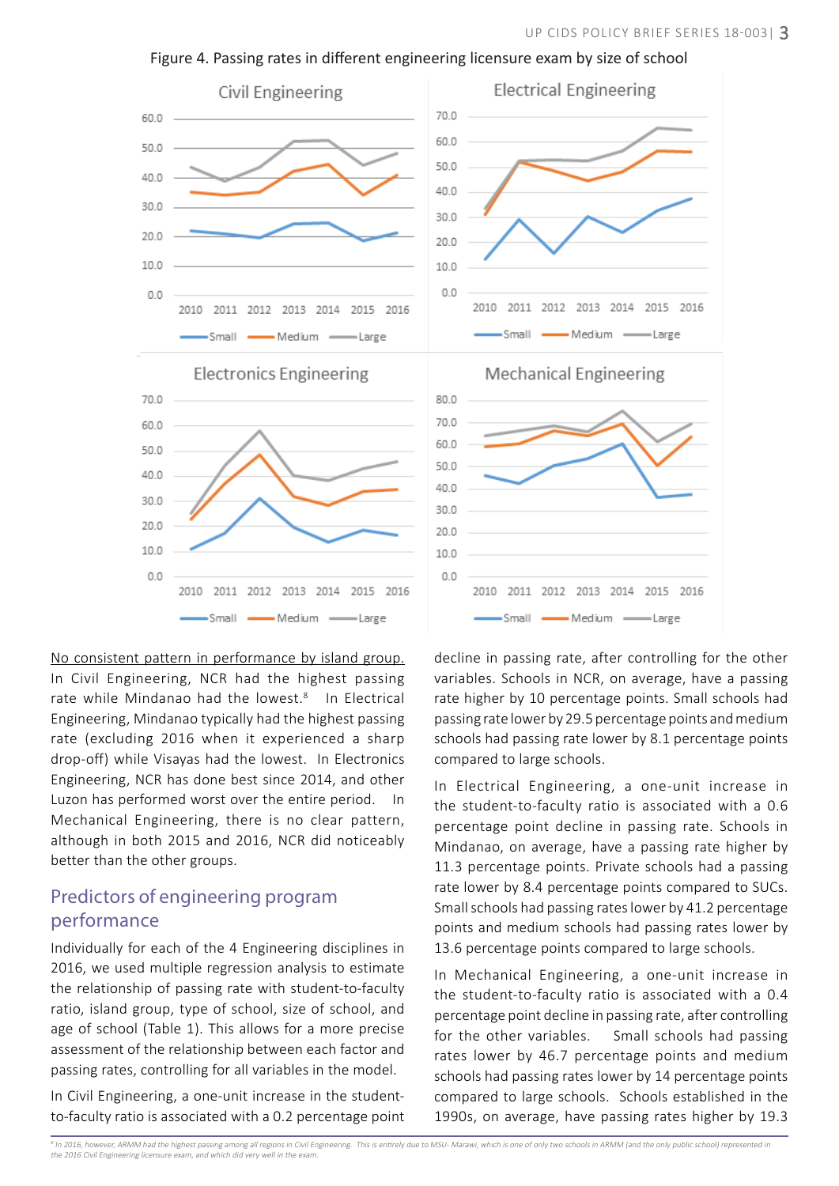Figure 4. Passing rates in different engineering licensure exam by size of school

<u>No consistent pattern in performance by island group.</u> In Civil Engineering, NCR had the highest passing rate while Mindanao had the lowest.[8] In Electrical Engineering, Mindanao typically had the highest passing rate (excluding 2016 when it experienced a sharp drop-off) while Visayas had the lowest. In Electronics Engineering, NCR has done best since 2014, and other Luzon has performed worst over the entire period. In Mechanical Engineering, there is no clear pattern, although in both 2015 and 2016, NCR did noticeably better than the other groups.

## Predictors of engineering program performance

Individually for each of the 4 Engineering disciplines in 2016, we used multiple regression analysis to estimate the relationship of passing rate with student-to-faculty ratio, island group, type of school, size of school, and age of school (Table 1). This allows for a more precise assessment of the relationship between each factor and passing rates, controlling for all variables in the model.

In Civil Engineering, a one-unit increase in the student-to-faculty ratio is associated with a 0.2 percentage point decline in passing rate, after controlling for the other variables. Schools in NCR, on average, have a passing rate higher by 10 percentage points. Small schools had passing rate lower by 29.5 percentage points and medium schools had passing rate lower by 8.1 percentage points compared to large schools.

In Electrical Engineering, a one-unit increase in the student-to-faculty ratio is associated with a 0.6 percentage point decline in passing rate. Schools in Mindanao, on average, have a passing rate higher by 11.3 percentage points. Private schools had a passing rate lower by 8.4 percentage points compared to SUCs. Small schools had passing rates lower by 41.2 percentage points and medium schools had passing rates lower by 13.6 percentage points compared to large schools.

In Mechanical Engineering, a one-unit increase in the student-to-faculty ratio is associated with a 0.4 percentage point decline in passing rate, after controlling for the other variables. Small schools had passing rates lower by 46.7 percentage points and medium schools had passing rates lower by 14 percentage points compared to large schools. Schools established in the 1990s, on average, have passing rates higher by 19.3

[8] In 2016, however, ARMM had the highest passing among all regions in Civil Engineering. This is entirely due to MSU- Marawi, which is one of only two schools in ARMM (and the only public school) represented in the 2016 Civil Engineering licensure exam, and which did very well in the exam.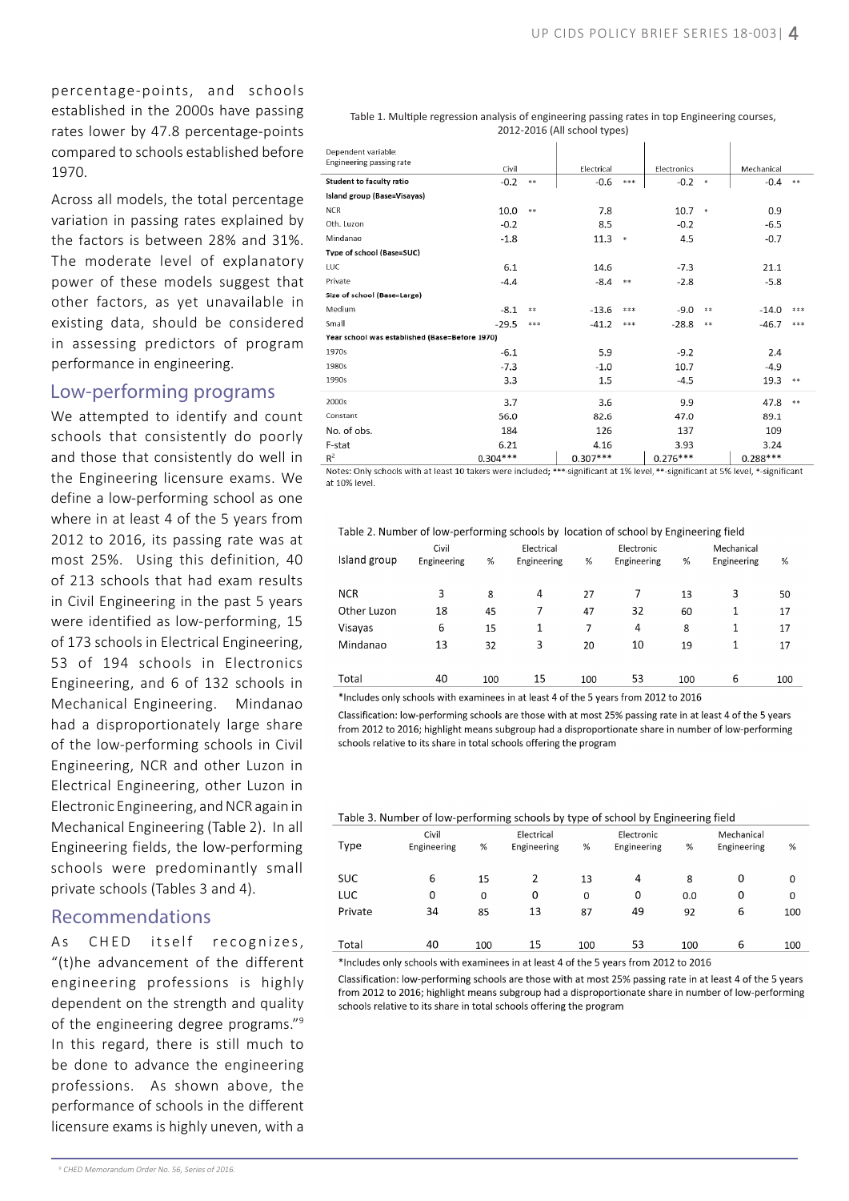percentage-points, and schools established in the 2000s have passing rates lower by 47.8 percentage-points compared to schools established before 1970.

Across all models, the total percentage variation in passing rates explained by the factors is between 28% and 31%. The moderate level of explanatory power of these models suggest that other factors, as yet unavailable in existing data, should be considered in assessing predictors of program performance in engineering.

## Low-performing programs

We attempted to identify and count schools that consistently do poorly and those that consistently do well in the Engineering licensure exams. We define a low-performing school as one where in at least 4 of the 5 years from 2012 to 2016, its passing rate was at most 25%. Using this definition, 40 of 213 schools that had exam results in Civil Engineering in the past 5 years were identified as low-performing, 15 of 173 schools in Electrical Engineering, 53 of 194 schools in Electronics Engineering, and 6 of 132 schools in Mechanical Engineering. Mindanao had a disproportionately large share of the low-performing schools in Civil Engineering, NCR and other Luzon in Electrical Engineering, other Luzon in Electronic Engineering, and NCR again in Mechanical Engineering (Table 2). In all Engineering fields, the low-performing schools were predominantly small private schools (Tables 3 and 4).

## Recommendations

As CHED itself recognizes, "(t)he advancement of the different engineering professions is highly dependent on the strength and quality of the engineering degree programs."[9] In this regard, there is still much to be done to advance the engineering professions. As shown above, the performance of schools in the different licensure exams is highly uneven, with a

Table 1. Multiple regression analysis of engineering passing rates in top Engineering courses, 2012-2016 (All school types)

| Dependent variable: Engineering passing rate | Civil | | Electrical | | Electronics | | Mechanical | |
|---|---|---|---|---|---|---|---|---|
| **Student to faculty ratio** | -0.2 | ** | -0.6 | *** | -0.2 | * | -0.4 | ** |
| **Island group (Base=Visayas)** | | | | | | | | |
| NCR | 10.0 | ** | 7.8 | | 10.7 | * | 0.9 | |
| Oth. Luzon | -0.2 | | 8.5 | | -0.2 | | -6.5 | |
| Mindanao | -1.8 | | 11.3 | * | 4.5 | | -0.7 | |
| **Type of school (Base=SUC)** | | | | | | | | |
| LUC | 6.1 | | 14.6 | | -7.3 | | 21.1 | |
| Private | -4.4 | | -8.4 | ** | -2.8 | | -5.8 | |
| **Size of school (Base=Large)** | | | | | | | | |
| Medium | -8.1 | ** | -13.6 | *** | -9.0 | ** | -14.0 | *** |
| Small | -29.5 | *** | -41.2 | *** | -28.8 | ** | -46.7 | *** |
| **Year school was established (Base=Before 1970)** | | | | | | | | |
| 1970s | -6.1 | | 5.9 | | -9.2 | | 2.4 | |
| 1980s | -7.3 | | -1.0 | | 10.7 | | -4.9 | |
| 1990s | 3.3 | | 1.5 | | -4.5 | | 19.3 | ** |
| 2000s | 3.7 | | 3.6 | | 9.9 | | 47.8 | ** |
| Constant | 56.0 | | 82.6 | | 47.0 | | 89.1 | |
| No. of obs. | 184 | | 126 | | 137 | | 109 | |
| F-stat | 6.21 | | 4.16 | | 3.93 | | 3.24 | |
| $R^2$ | 0.304*** | | 0.307*** | | 0.276*** | | 0.288*** | |

Notes: Only schools with at least 10 takers were included; ***-significant at 1% level, **-significant at 5% level, *-significant at 10% level.

Table 2. Number of low-performing schools by location of school by Engineering field

| Island group | Civil Engineering | % | Electrical Engineering | % | Electronic Engineering | % | Mechanical Engineering | % |
|---|---|---|---|---|---|---|---|---|
| NCR | 3 | 8 | 4 | 27 | 7 | 13 | 3 | 50 |
| Other Luzon | 18 | 45 | 7 | 47 | 32 | 60 | 1 | 17 |
| Visayas | 6 | 15 | 1 | 7 | 4 | 8 | 1 | 17 |
| Mindanao | 13 | 32 | 3 | 20 | 10 | 19 | 1 | 17 |
| Total | 40 | 100 | 15 | 100 | 53 | 100 | 6 | 100 |

*Includes only schools with examinees in at least 4 of the 5 years from 2012 to 2016

Classification: low-performing schools are those with at most 25% passing rate in at least 4 of the 5 years from 2012 to 2016; highlight means subgroup had a disproportionate share in number of low-performing schools relative to its share in total schools offering the program

Table 3. Number of low-performing schools by type of school by Engineering field

| Type | Civil Engineering | % | Electrical Engineering | % | Electronic Engineering | % | Mechanical Engineering | % |
|---|---|---|---|---|---|---|---|---|
| SUC | 6 | 15 | 2 | 13 | 4 | 8 | 0 | 0 |
| LUC | 0 | 0 | 0 | 0 | 0 | 0.0 | 0 | 0 |
| Private | 34 | 85 | 13 | 87 | 49 | 92 | 6 | 100 |
| Total | 40 | 100 | 15 | 100 | 53 | 100 | 6 | 100 |

*Includes only schools with examinees in at least 4 of the 5 years from 2012 to 2016

Classification: low-performing schools are those with at most 25% passing rate in at least 4 of the 5 years from 2012 to 2016; highlight means subgroup had a disproportionate share in number of low-performing schools relative to its share in total schools offering the program

[9] CHED Memorandum Order No. 56, Series of 2016.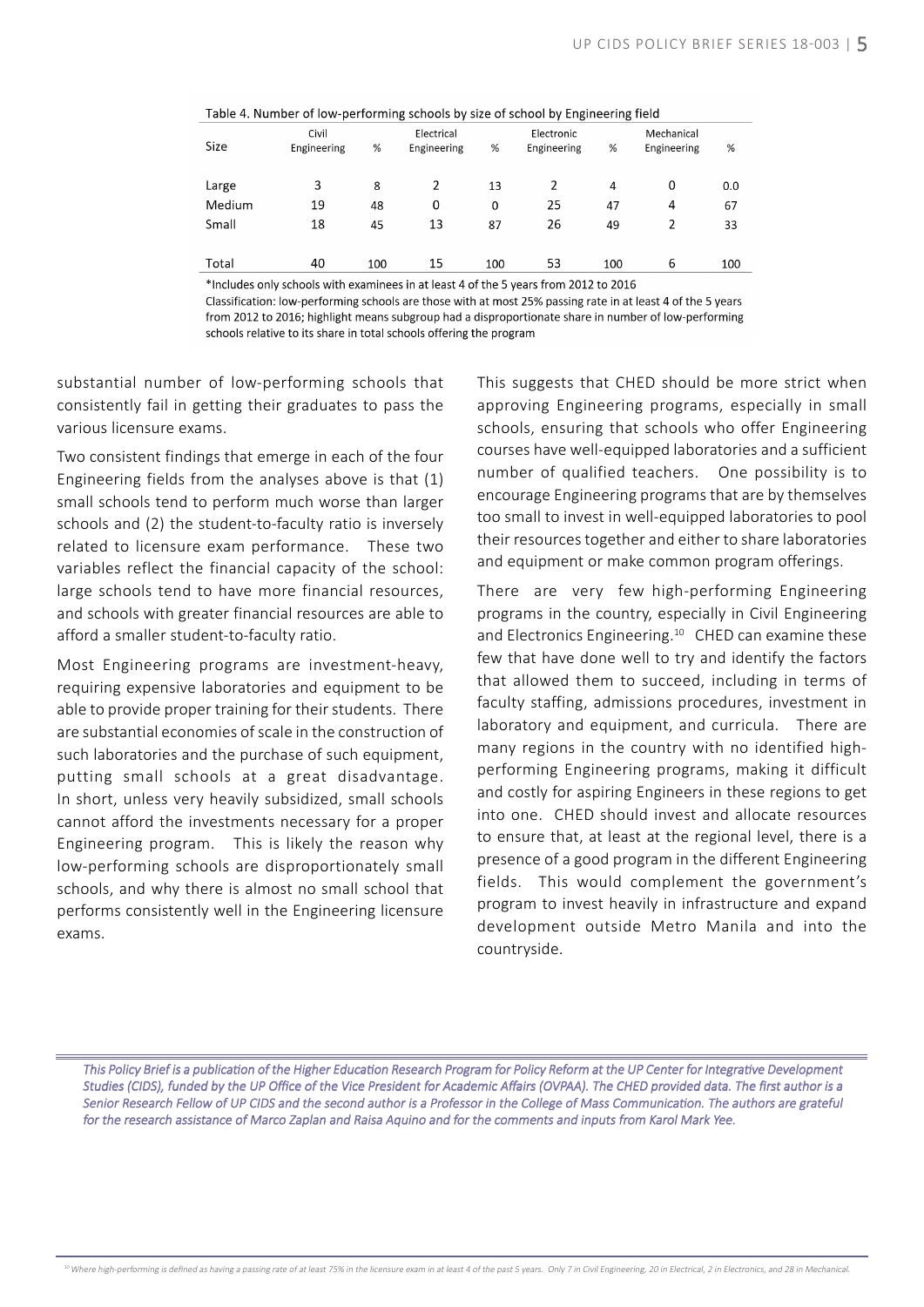Table 4. Number of low-performing schools by size of school by Engineering field

| Size | Civil Engineering | % | Electrical Engineering | % | Electronic Engineering | % | Mechanical Engineering | % |
|---|---|---|---|---|---|---|---|---|
| Large | 3 | 8 | 2 | 13 | 2 | 4 | 0 | 0.0 |
| Medium | 19 | 48 | 0 | 0 | 25 | 47 | 4 | 67 |
| Small | 18 | 45 | 13 | 87 | 26 | 49 | 2 | 33 |
| Total | 40 | 100 | 15 | 100 | 53 | 100 | 6 | 100 |

*Includes only schools with examinees in at least 4 of the 5 years from 2012 to 2016
Classification: low-performing schools are those with at most 25% passing rate in at least 4 of the 5 years from 2012 to 2016; highlight means subgroup had a disproportionate share in number of low-performing schools relative to its share in total schools offering the program

substantial number of low-performing schools that consistently fail in getting their graduates to pass the various licensure exams.

Two consistent findings that emerge in each of the four Engineering fields from the analyses above is that (1) small schools tend to perform much worse than larger schools and (2) the student-to-faculty ratio is inversely related to licensure exam performance. These two variables reflect the financial capacity of the school: large schools tend to have more financial resources, and schools with greater financial resources are able to afford a smaller student-to-faculty ratio.

Most Engineering programs are investment-heavy, requiring expensive laboratories and equipment to be able to provide proper training for their students. There are substantial economies of scale in the construction of such laboratories and the purchase of such equipment, putting small schools at a great disadvantage. In short, unless very heavily subsidized, small schools cannot afford the investments necessary for a proper Engineering program. This is likely the reason why low-performing schools are disproportionately small schools, and why there is almost no small school that performs consistently well in the Engineering licensure exams.

This suggests that CHED should be more strict when approving Engineering programs, especially in small schools, ensuring that schools who offer Engineering courses have well-equipped laboratories and a sufficient number of qualified teachers. One possibility is to encourage Engineering programs that are by themselves too small to invest in well-equipped laboratories to pool their resources together and either to share laboratories and equipment or make common program offerings.

There are very few high-performing Engineering programs in the country, especially in Civil Engineering and Electronics Engineering.[10] CHED can examine these few that have done well to try and identify the factors that allowed them to succeed, including in terms of faculty staffing, admissions procedures, investment in laboratory and equipment, and curricula. There are many regions in the country with no identified high-performing Engineering programs, making it difficult and costly for aspiring Engineers in these regions to get into one. CHED should invest and allocate resources to ensure that, at least at the regional level, there is a presence of a good program in the different Engineering fields. This would complement the government's program to invest heavily in infrastructure and expand development outside Metro Manila and into the countryside.

*This Policy Brief is a publication of the Higher Education Research Program for Policy Reform at the UP Center for Integrative Development Studies (CIDS), funded by the UP Office of the Vice President for Academic Affairs (OVPAA). The CHED provided data. The first author is a Senior Research Fellow of UP CIDS and the second author is a Professor in the College of Mass Communication. The authors are grateful for the research assistance of Marco Zaplan and Raisa Aquino and for the comments and inputs from Karol Mark Yee.*

[10] Where high-performing is defined as having a passing rate of at least 75% in the licensure exam in at least 4 of the past 5 years. Only 7 in Civil Engineering, 20 in Electrical, 2 in Electronics, and 28 in Mechanical.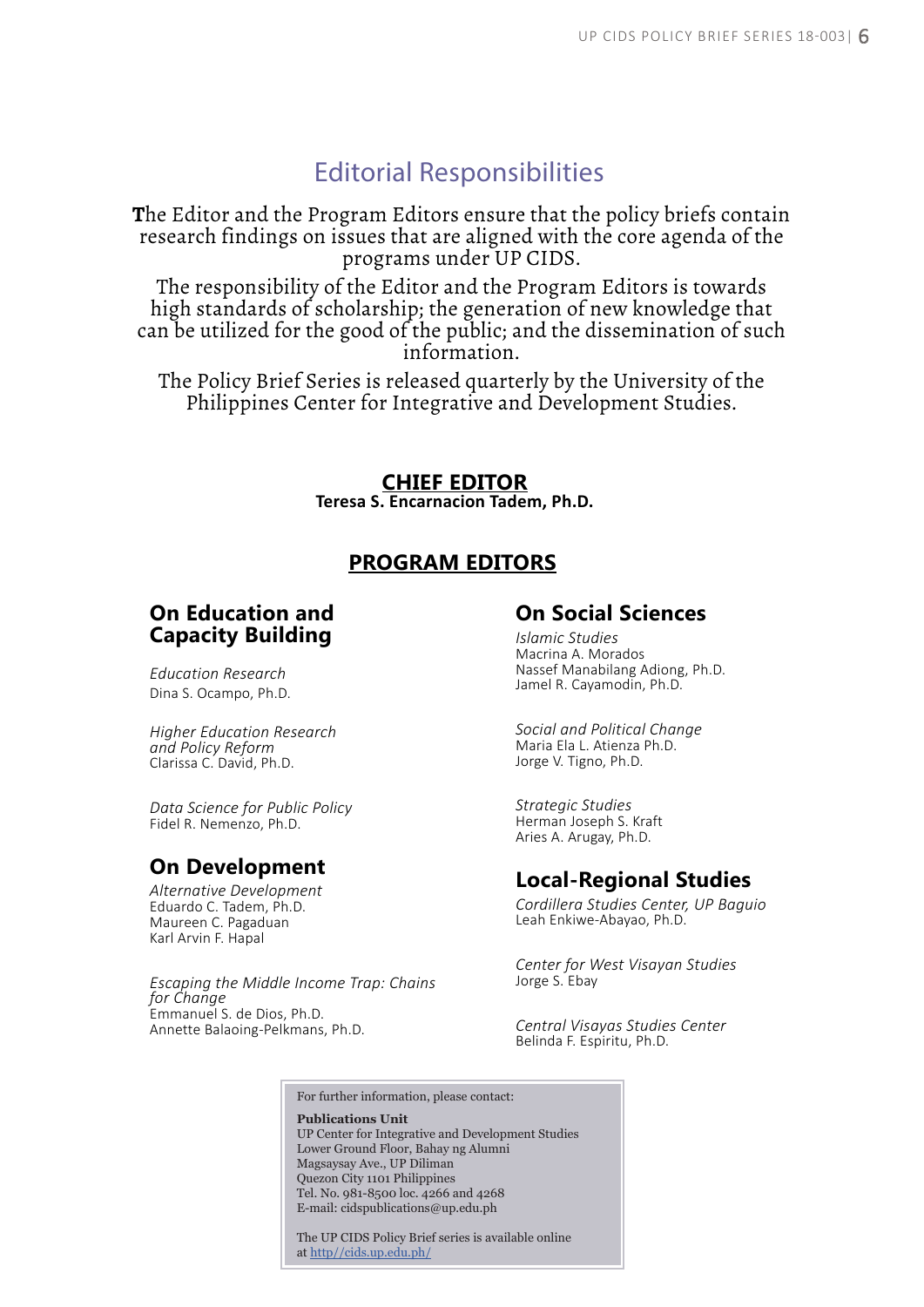## Editorial Responsibilities

The Editor and the Program Editors ensure that the policy briefs contain research findings on issues that are aligned with the core agenda of the programs under UP CIDS.

The responsibility of the Editor and the Program Editors is towards high standards of scholarship; the generation of new knowledge that can be utilized for the good of the public; and the dissemination of such information.

The Policy Brief Series is released quarterly by the University of the Philippines Center for Integrative and Development Studies.

### CHIEF EDITOR

**Teresa S. Encarnacion Tadem, Ph.D.**

### PROGRAM EDITORS

#### On Education and Capacity Building

*Education Research*
Dina S. Ocampo, Ph.D.

*Higher Education Research and Policy Reform*
Clarissa C. David, Ph.D.

*Data Science for Public Policy*
Fidel R. Nemenzo, Ph.D.

#### On Development

*Alternative Development*
Eduardo C. Tadem, Ph.D.
Maureen C. Pagaduan
Karl Arvin F. Hapal

*Escaping the Middle Income Trap: Chains for Change*
Emmanuel S. de Dios, Ph.D.
Annette Balaoing-Pelkmans, Ph.D.

#### On Social Sciences

*Islamic Studies*
Macrina A. Morados
Nassef Manabilang Adiong, Ph.D.
Jamel R. Cayamodin, Ph.D.

*Social and Political Change*
Maria Ela L. Atienza Ph.D.
Jorge V. Tigno, Ph.D.

*Strategic Studies*
Herman Joseph S. Kraft
Aries A. Arugay, Ph.D.

#### Local-Regional Studies

*Cordillera Studies Center, UP Baguio*
Leah Enkiwe-Abayao, Ph.D.

*Center for West Visayan Studies*
Jorge S. Ebay

*Central Visayas Studies Center*
Belinda F. Espiritu, Ph.D.

---

For further information, please contact:

**Publications Unit**
UP Center for Integrative and Development Studies
Lower Ground Floor, Bahay ng Alumni
Magsaysay Ave., UP Diliman
Quezon City 1101 Philippines
Tel. No. 981-8500 loc. 4266 and 4268
E-mail: cidspublications@up.edu.ph

The UP CIDS Policy Brief series is available online at http//cids.up.edu.ph/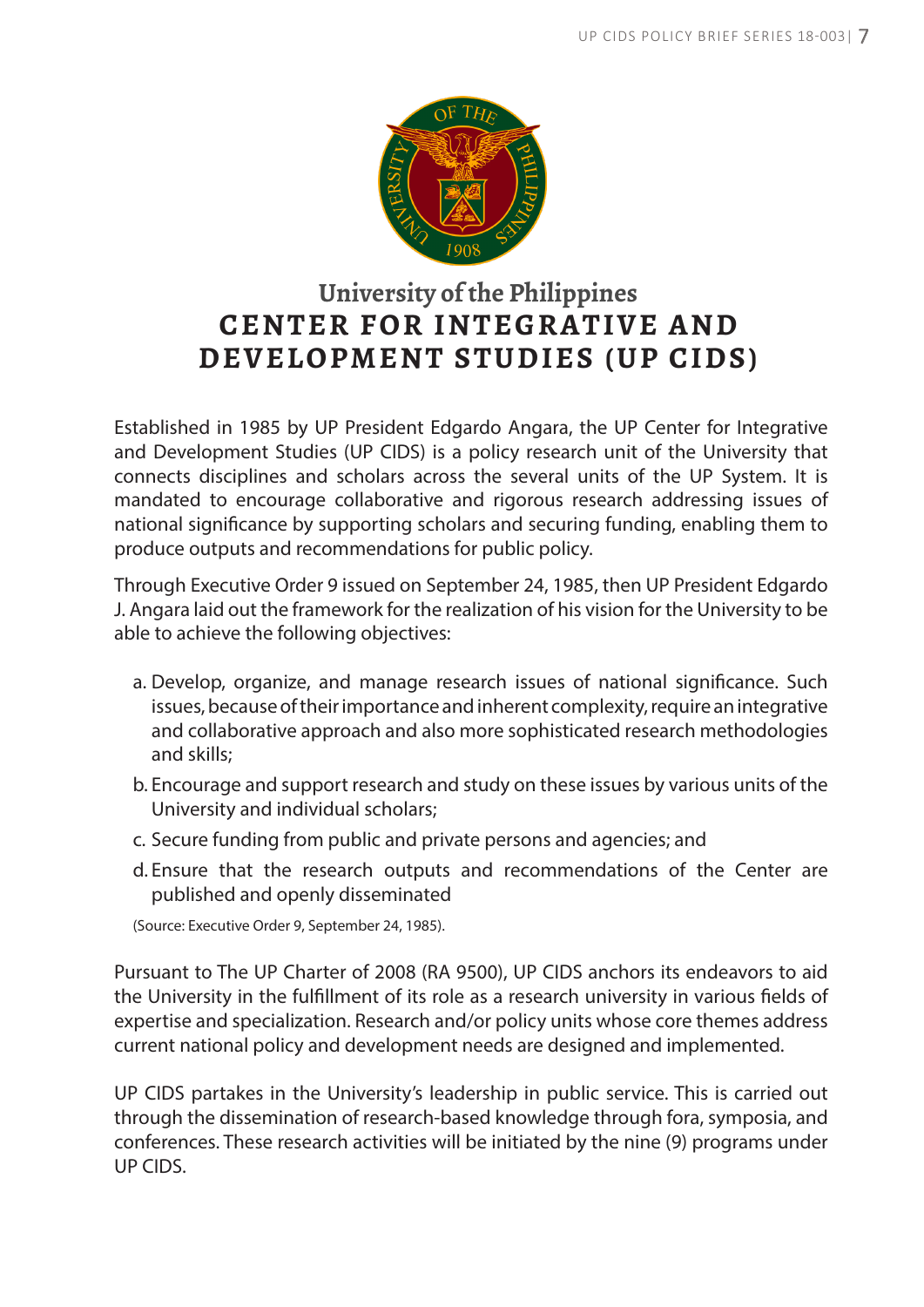# University of the Philippines
# CENTER FOR INTEGRATIVE AND DEVELOPMENT STUDIES (UP CIDS)

Established in 1985 by UP President Edgardo Angara, the UP Center for Integrative and Development Studies (UP CIDS) is a policy research unit of the University that connects disciplines and scholars across the several units of the UP System. It is mandated to encourage collaborative and rigorous research addressing issues of national significance by supporting scholars and securing funding, enabling them to produce outputs and recommendations for public policy.

Through Executive Order 9 issued on September 24, 1985, then UP President Edgardo J. Angara laid out the framework for the realization of his vision for the University to be able to achieve the following objectives:

a. Develop, organize, and manage research issues of national significance. Such issues, because of their importance and inherent complexity, require an integrative and collaborative approach and also more sophisticated research methodologies and skills;

b. Encourage and support research and study on these issues by various units of the University and individual scholars;

c. Secure funding from public and private persons and agencies; and

d. Ensure that the research outputs and recommendations of the Center are published and openly disseminated

(Source: Executive Order 9, September 24, 1985).

Pursuant to The UP Charter of 2008 (RA 9500), UP CIDS anchors its endeavors to aid the University in the fulfillment of its role as a research university in various fields of expertise and specialization. Research and/or policy units whose core themes address current national policy and development needs are designed and implemented.

UP CIDS partakes in the University's leadership in public service. This is carried out through the dissemination of research-based knowledge through fora, symposia, and conferences. These research activities will be initiated by the nine (9) programs under UP CIDS.